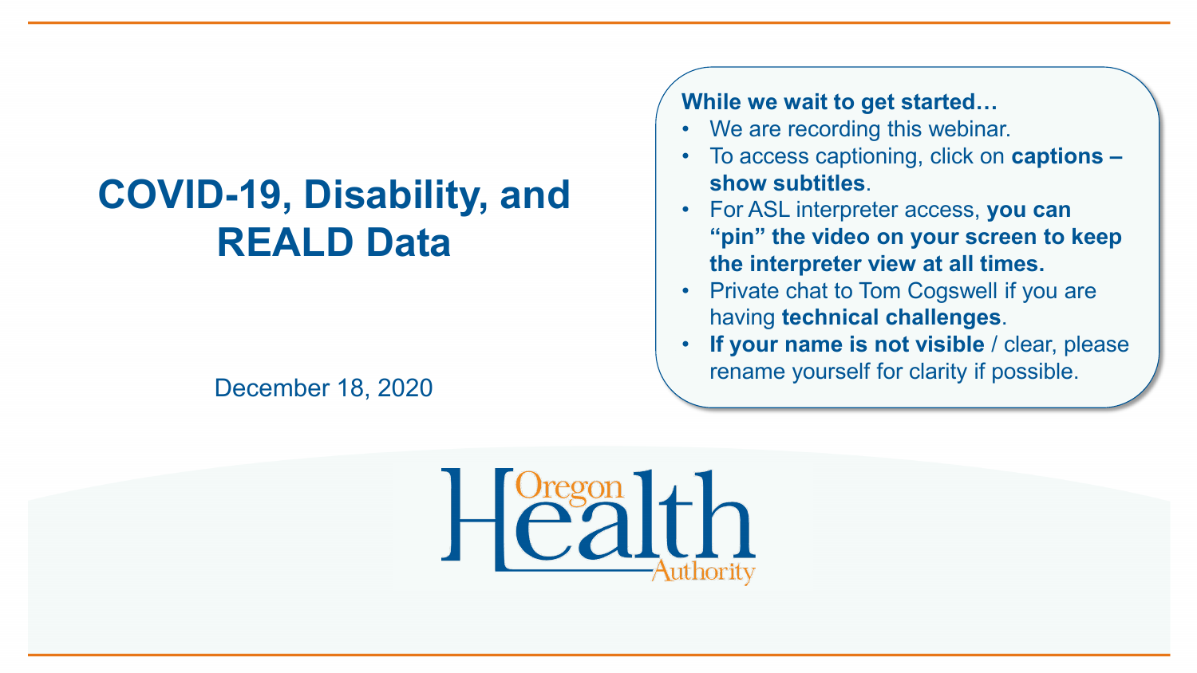# COVID-19, Disability, and REALD Data

December 18, 2020

**While we wait to get started…**

- We are recording this webinar.
- To access captioning, click on **captions – show subtitles**.
- For ASL interpreter access, **you can "pin" the video on your screen to keep the interpreter view at all times.**
- Private chat to Tom Cogswell if you are having **technical challenges**.
- **If your name is not visible** / clear, please rename yourself for clarity if possible.

Oregon Health Authority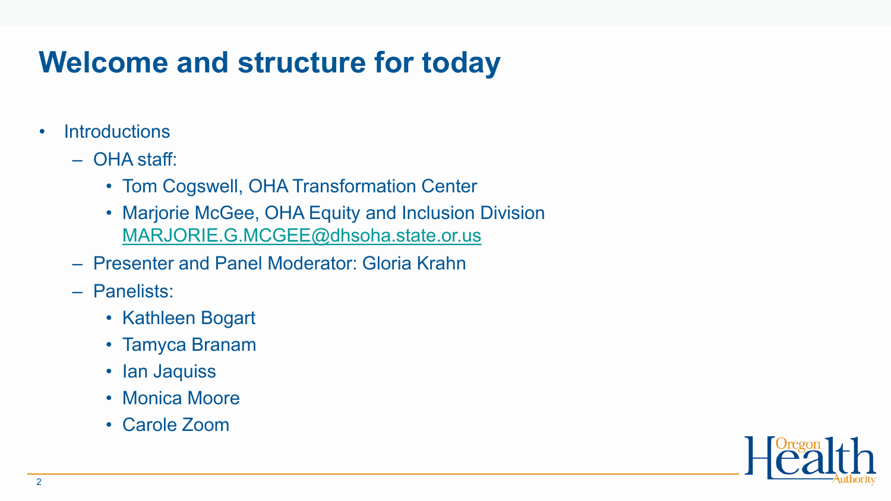# Welcome and structure for today

- Introductions
  - OHA staff:
    - Tom Cogswell, OHA Transformation Center
    - Marjorie McGee, OHA Equity and Inclusion Division [MARJORIE.G.MCGEE@dhsoha.state.or.us](mailto:MARJORIE.G.MCGEE@dhsoha.state.or.us)
  - Presenter and Panel Moderator: Gloria Krahn
  - Panelists:
    - Kathleen Bogart
    - Tamyca Branam
    - Ian Jaquiss
    - Monica Moore
    - Carole Zoom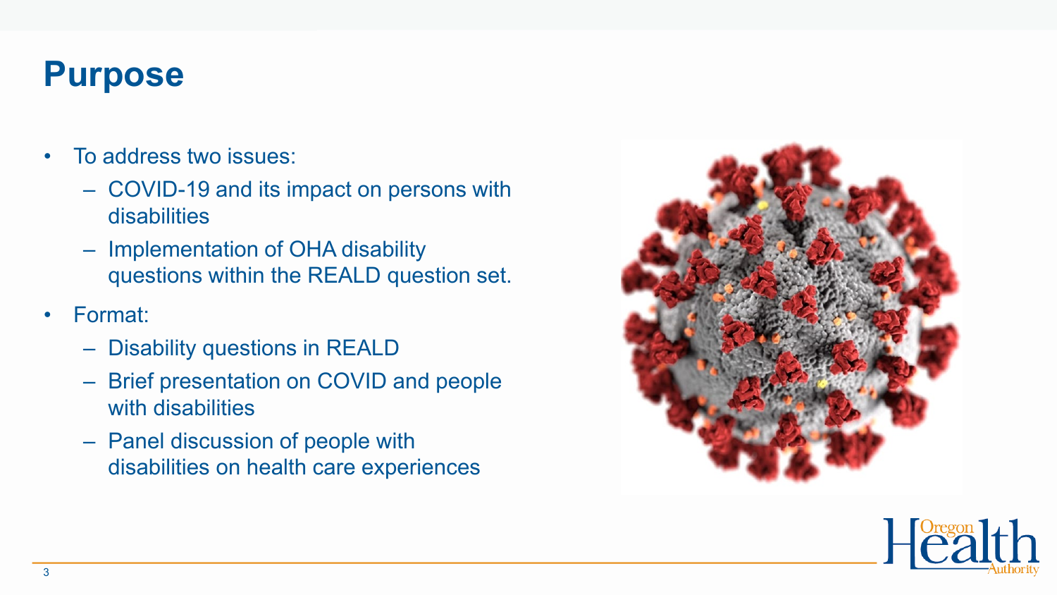# Purpose

- To address two issues:
  - COVID-19 and its impact on persons with disabilities
  - Implementation of OHA disability questions within the REALD question set.
- Format:
  - Disability questions in REALD
  - Brief presentation on COVID and people with disabilities
  - Panel discussion of people with disabilities on health care experiences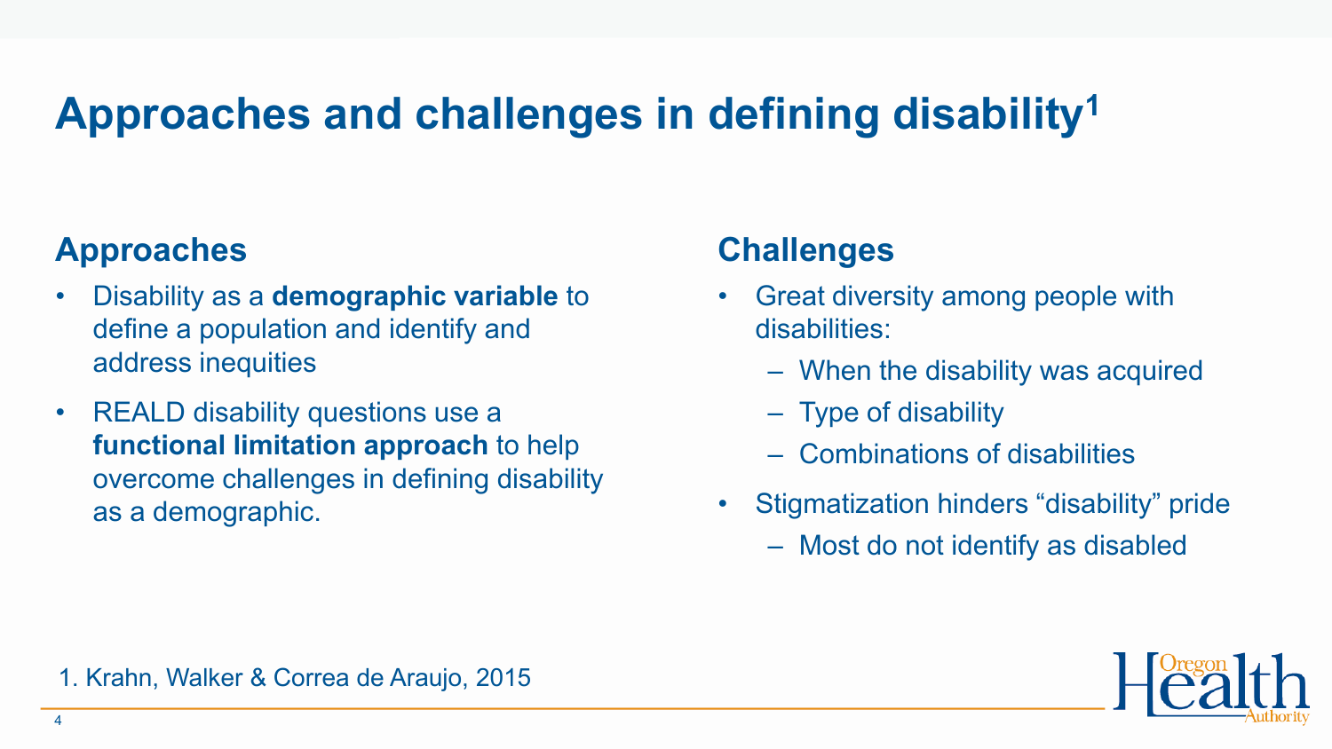# Approaches and challenges in defining disability[1]

## Approaches

- Disability as a **demographic variable** to define a population and identify and address inequities
- REALD disability questions use a **functional limitation approach** to help overcome challenges in defining disability as a demographic.

## Challenges

- Great diversity among people with disabilities:
  - When the disability was acquired
  - Type of disability
  - Combinations of disabilities
- Stigmatization hinders "disability" pride
  - Most do not identify as disabled

1. Krahn, Walker & Correa de Araujo, 2015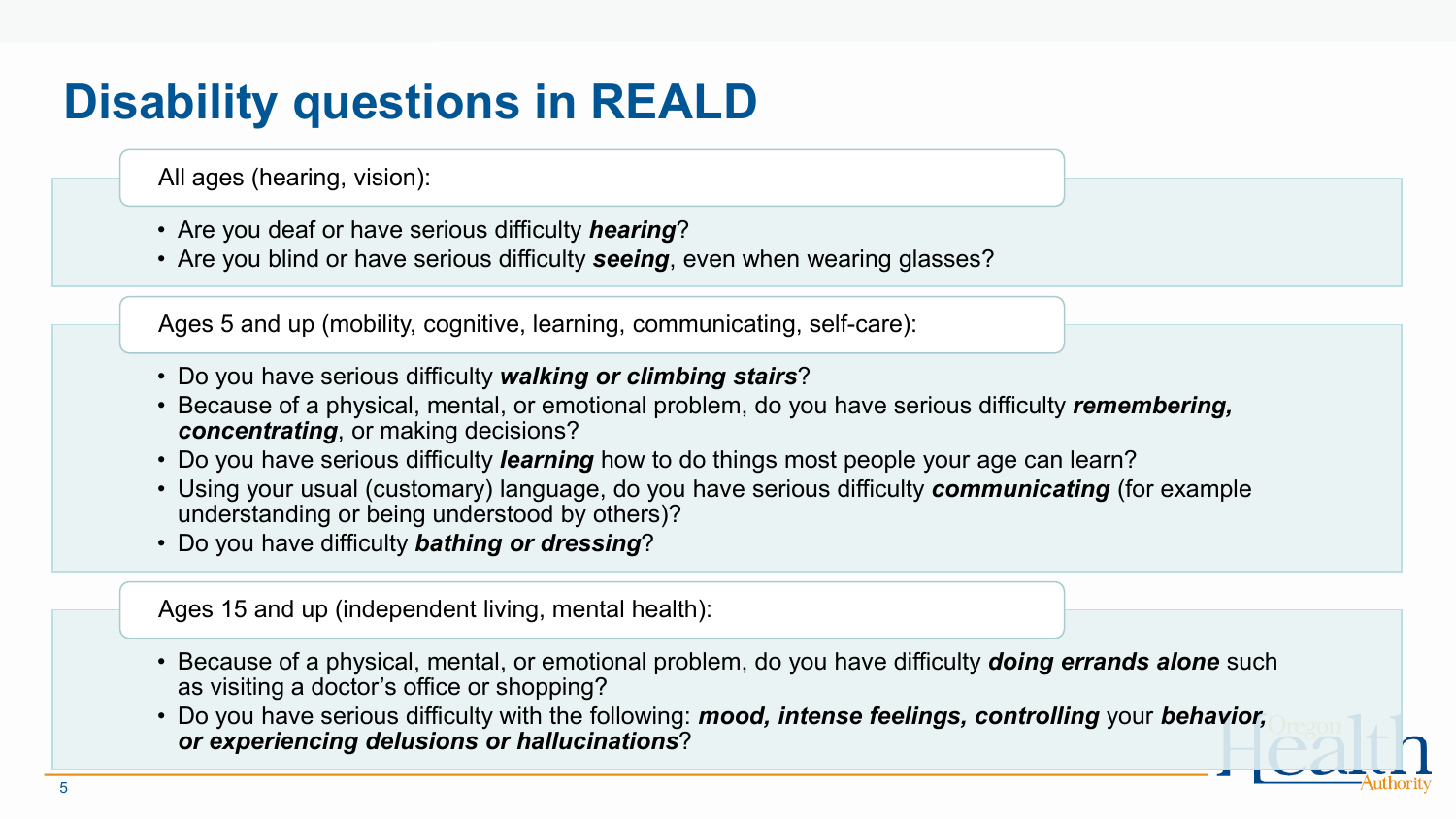# Disability questions in REALD

All ages (hearing, vision):

- Are you deaf or have serious difficulty ***hearing***?
- Are you blind or have serious difficulty ***seeing***, even when wearing glasses?

Ages 5 and up (mobility, cognitive, learning, communicating, self-care):

- Do you have serious difficulty ***walking or climbing stairs***?
- Because of a physical, mental, or emotional problem, do you have serious difficulty ***remembering, concentrating***, or making decisions?
- Do you have serious difficulty ***learning*** how to do things most people your age can learn?
- Using your usual (customary) language, do you have serious difficulty ***communicating*** (for example understanding or being understood by others)?
- Do you have difficulty ***bathing or dressing***?

Ages 15 and up (independent living, mental health):

- Because of a physical, mental, or emotional problem, do you have difficulty ***doing errands alone*** such as visiting a doctor's office or shopping?
- Do you have serious difficulty with the following: ***mood, intense feelings, controlling*** your ***behavior, or experiencing delusions or hallucinations***?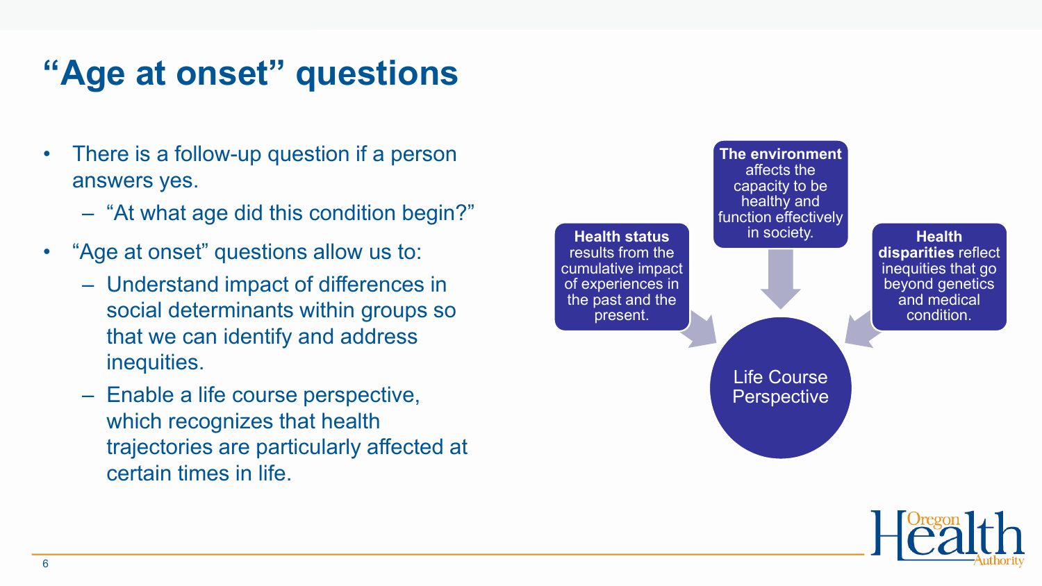# "Age at onset" questions

- There is a follow-up question if a person answers yes.
  - "At what age did this condition begin?"
- "Age at onset" questions allow us to:
  - Understand impact of differences in social determinants within groups so that we can identify and address inequities.
  - Enable a life course perspective, which recognizes that health trajectories are particularly affected at certain times in life.

**Health status** results from the cumulative impact of experiences in the past and the present.

**The environment** affects the capacity to be healthy and function effectively in society.

**Health disparities** reflect inequities that go beyond genetics and medical condition.

Life Course Perspective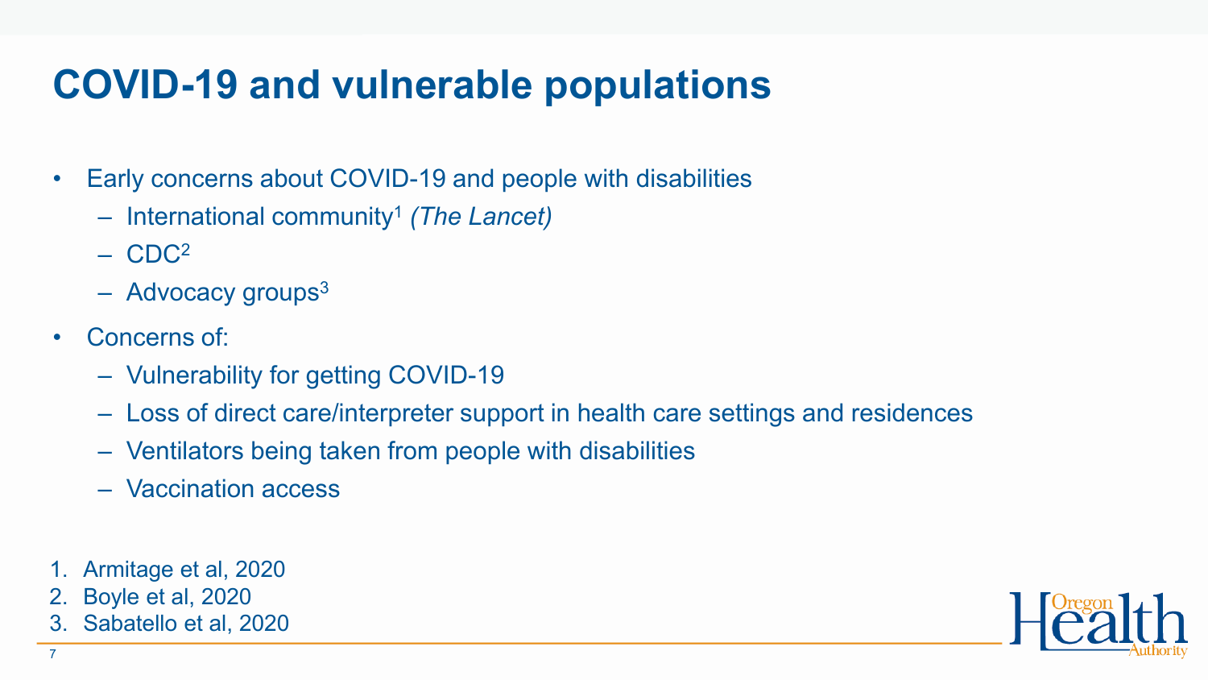# COVID-19 and vulnerable populations

- Early concerns about COVID-19 and people with disabilities
  - International community[1] *(The Lancet)*
  - CDC[2]
  - Advocacy groups[3]
- Concerns of:
  - Vulnerability for getting COVID-19
  - Loss of direct care/interpreter support in health care settings and residences
  - Ventilators being taken from people with disabilities
  - Vaccination access

1. Armitage et al, 2020
2. Boyle et al, 2020
3. Sabatello et al, 2020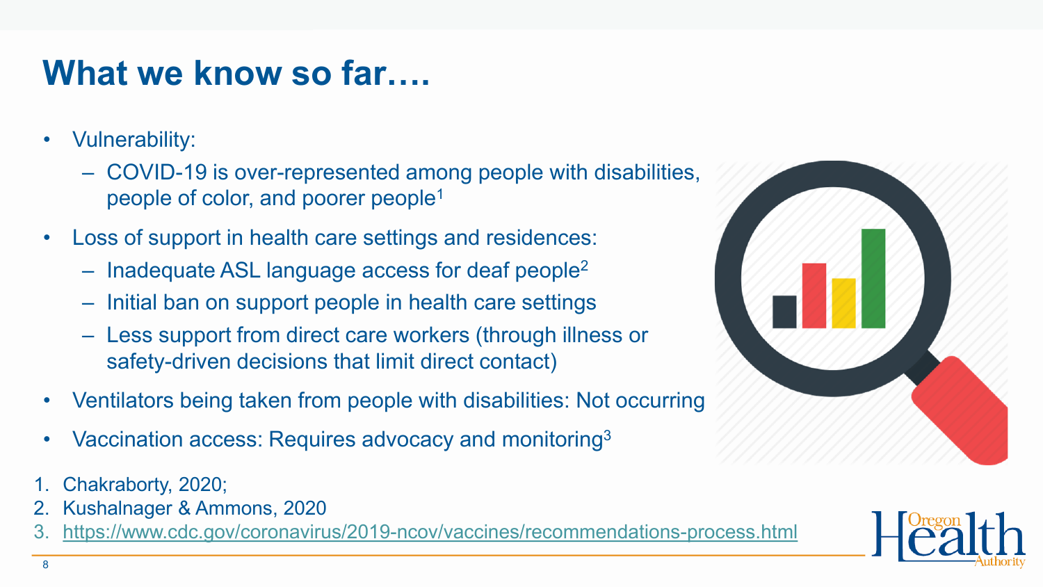# What we know so far….

- Vulnerability:
  - COVID-19 is over-represented among people with disabilities, people of color, and poorer people[1]
- Loss of support in health care settings and residences:
  - Inadequate ASL language access for deaf people[2]
  - Initial ban on support people in health care settings
  - Less support from direct care workers (through illness or safety-driven decisions that limit direct contact)
- Ventilators being taken from people with disabilities: Not occurring
- Vaccination access: Requires advocacy and monitoring[3]

1. Chakraborty, 2020;
2. Kushalnager & Ammons, 2020
3. https://www.cdc.gov/coronavirus/2019-ncov/vaccines/recommendations-process.html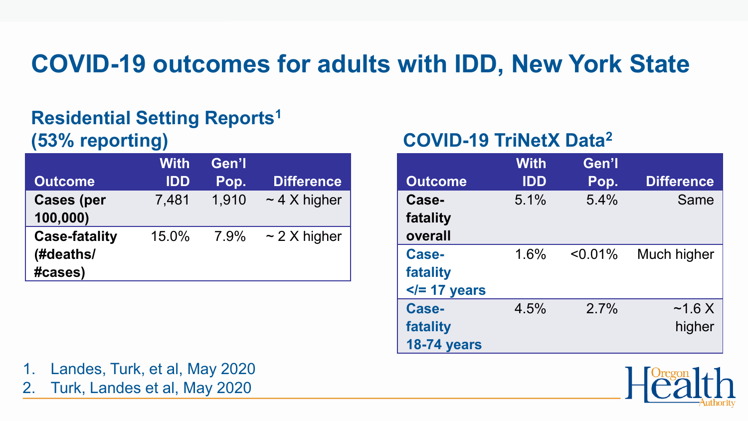# COVID-19 outcomes for adults with IDD, New York State

## Residential Setting Reports[1] (53% reporting)

| Outcome | With IDD | Gen'l Pop. | Difference |
|---|---|---|---|
| **Cases (per 100,000)** | 7,481 | 1,910 | ~ 4 X higher |
| **Case-fatality (#deaths/ #cases)** | 15.0% | 7.9% | ~ 2 X higher |

## COVID-19 TriNetX Data[2]

| Outcome | With IDD | Gen'l Pop. | Difference |
|---|---|---|---|
| **Case-fatality overall** | 5.1% | 5.4% | Same |
| **Case-fatality </= 17 years** | 1.6% | <0.01% | Much higher |
| **Case-fatality 18-74 years** | 4.5% | 2.7% | ~1.6 X higher |

1. Landes, Turk, et al, May 2020
2. Turk, Landes et al, May 2020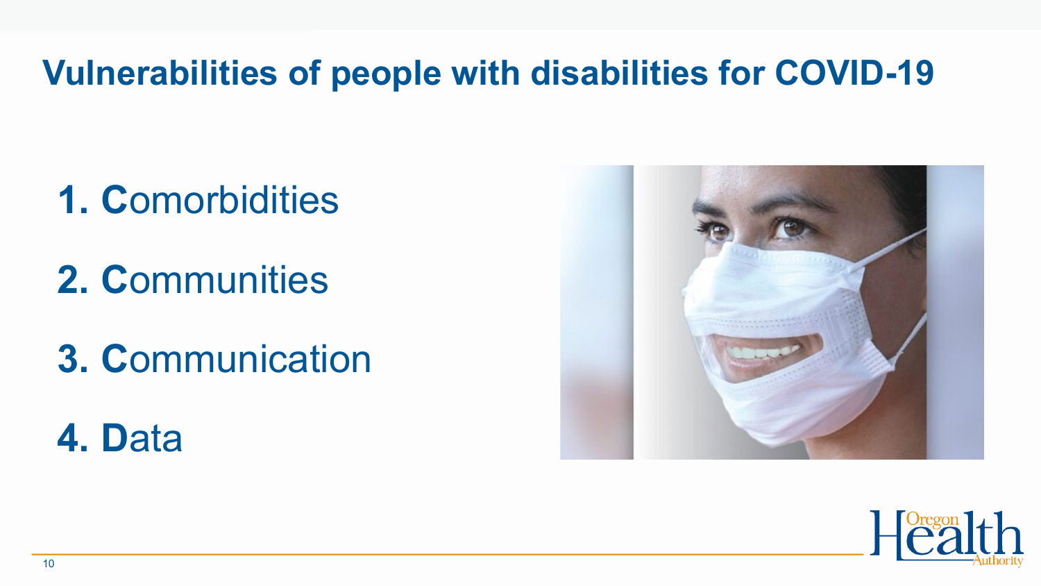# Vulnerabilities of people with disabilities for COVID-19

1. **C**omorbidities
2. **C**ommunities
3. **C**ommunication
4. **D**ata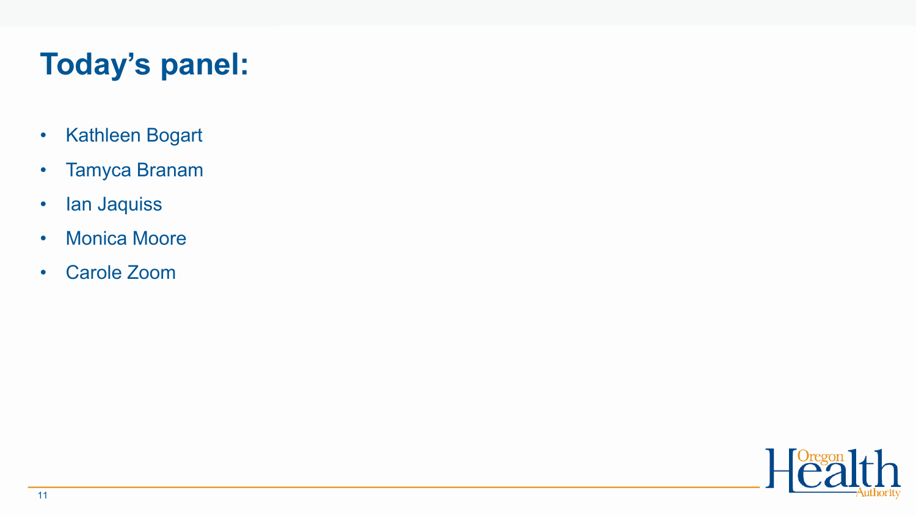# Today’s panel:

- Kathleen Bogart
- Tamyca Branam
- Ian Jaquiss
- Monica Moore
- Carole Zoom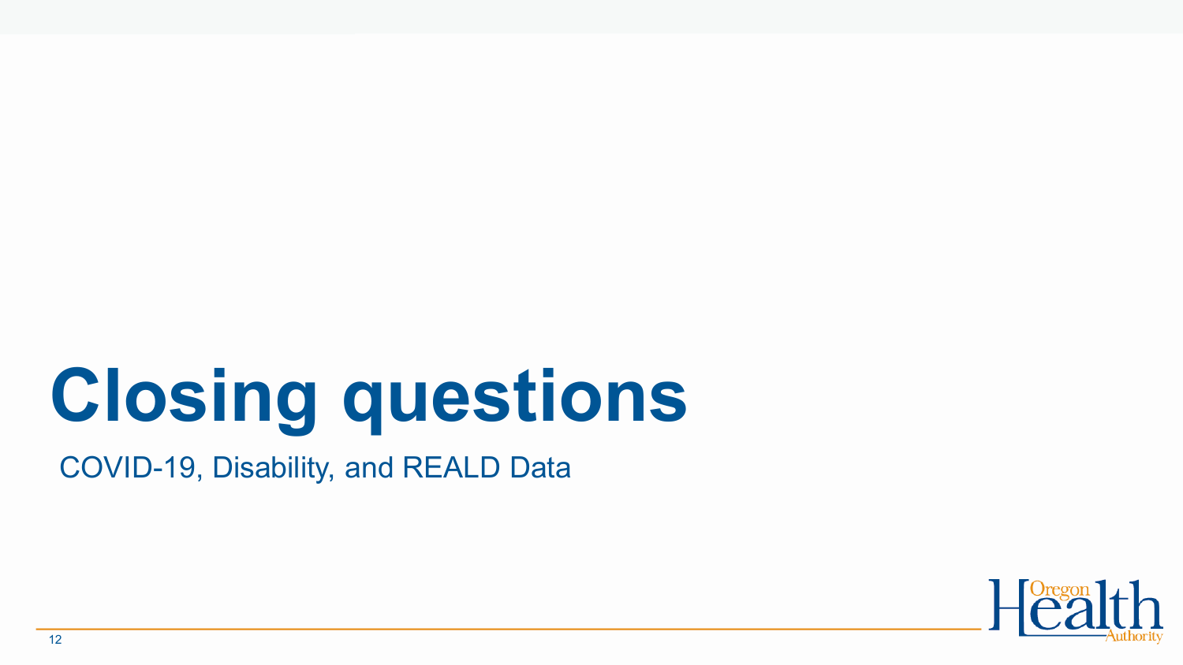# Closing questions

COVID-19, Disability, and REALD Data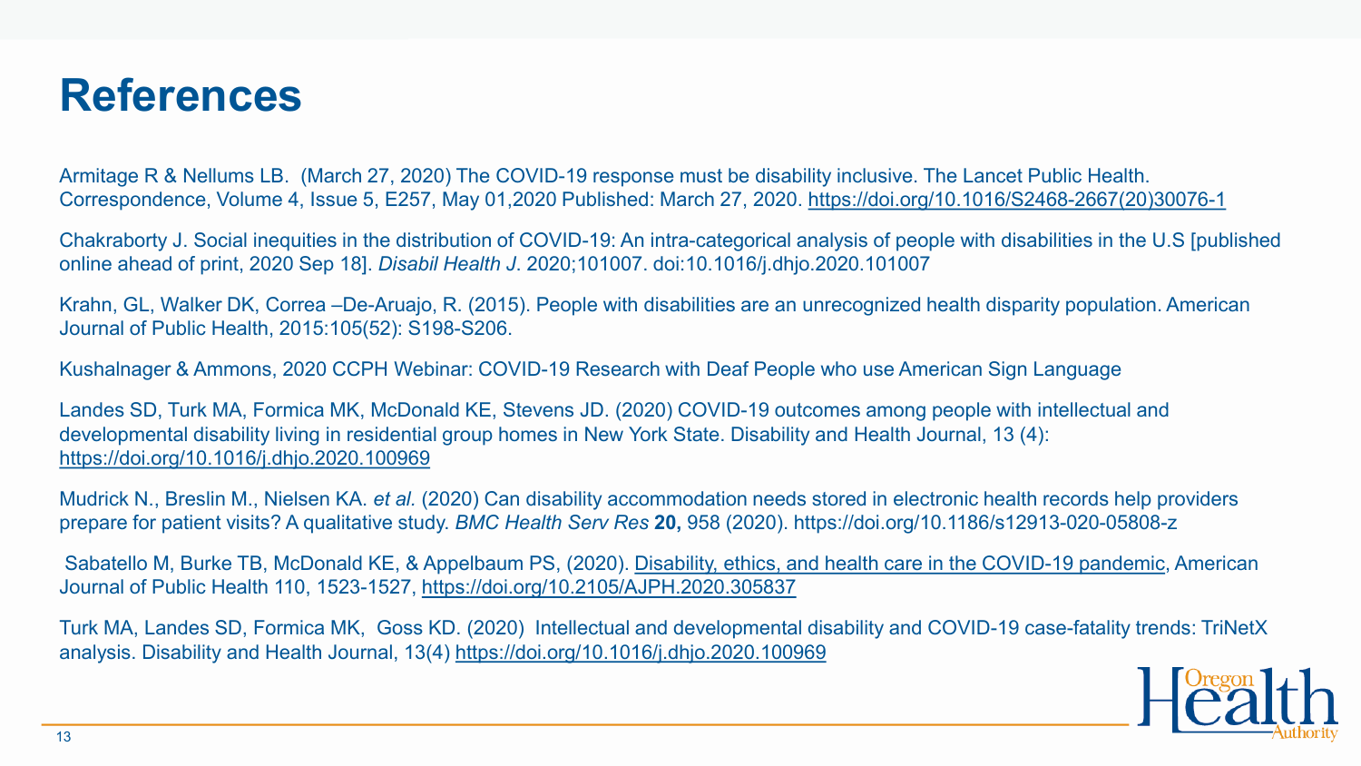# References

Armitage R & Nellums LB. (March 27, 2020) The COVID-19 response must be disability inclusive. The Lancet Public Health. Correspondence, Volume 4, Issue 5, E257, May 01,2020 Published: March 27, 2020. https://doi.org/10.1016/S2468-2667(20)30076-1

Chakraborty J. Social inequities in the distribution of COVID-19: An intra-categorical analysis of people with disabilities in the U.S [published online ahead of print, 2020 Sep 18]. *Disabil Health J*. 2020;101007. doi:10.1016/j.dhjo.2020.101007

Krahn, GL, Walker DK, Correa –De-Aruajo, R. (2015). People with disabilities are an unrecognized health disparity population. American Journal of Public Health, 2015:105(52): S198-S206.

Kushalnager & Ammons, 2020 CCPH Webinar: COVID-19 Research with Deaf People who use American Sign Language

Landes SD, Turk MA, Formica MK, McDonald KE, Stevens JD. (2020) COVID-19 outcomes among people with intellectual and developmental disability living in residential group homes in New York State. Disability and Health Journal, 13 (4): https://doi.org/10.1016/j.dhjo.2020.100969

Mudrick N., Breslin M., Nielsen KA. *et al.* (2020) Can disability accommodation needs stored in electronic health records help providers prepare for patient visits? A qualitative study. *BMC Health Serv Res* **20,** 958 (2020). https://doi.org/10.1186/s12913-020-05808-z

Sabatello M, Burke TB, McDonald KE, & Appelbaum PS, (2020). Disability, ethics, and health care in the COVID-19 pandemic, American Journal of Public Health 110, 1523-1527, https://doi.org/10.2105/AJPH.2020.305837

Turk MA, Landes SD, Formica MK, Goss KD. (2020) Intellectual and developmental disability and COVID-19 case-fatality trends: TriNetX analysis. Disability and Health Journal, 13(4) https://doi.org/10.1016/j.dhjo.2020.100969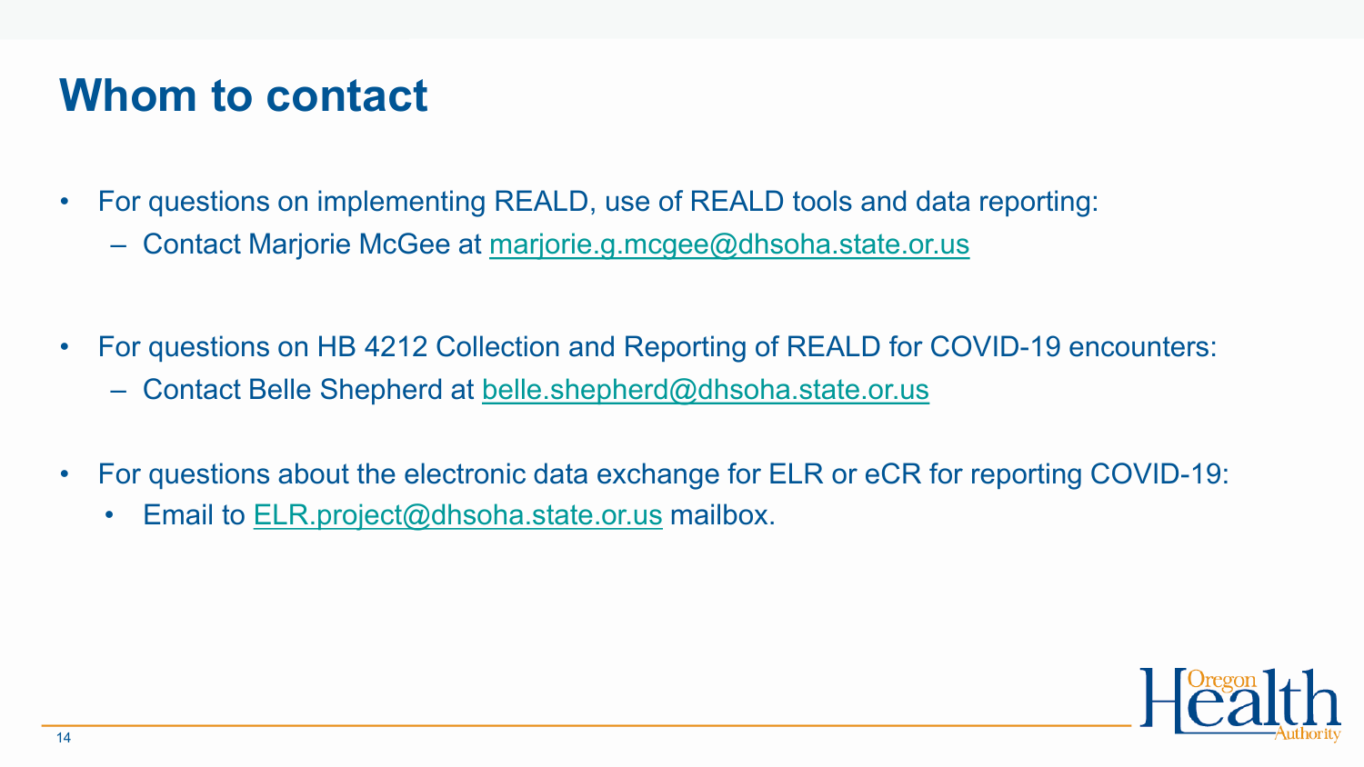# Whom to contact

- For questions on implementing REALD, use of REALD tools and data reporting:
  - Contact Marjorie McGee at marjorie.g.mcgee@dhsoha.state.or.us
- For questions on HB 4212 Collection and Reporting of REALD for COVID-19 encounters:
  - Contact Belle Shepherd at belle.shepherd@dhsoha.state.or.us
- For questions about the electronic data exchange for ELR or eCR for reporting COVID-19:
  - Email to ELR.project@dhsoha.state.or.us mailbox.